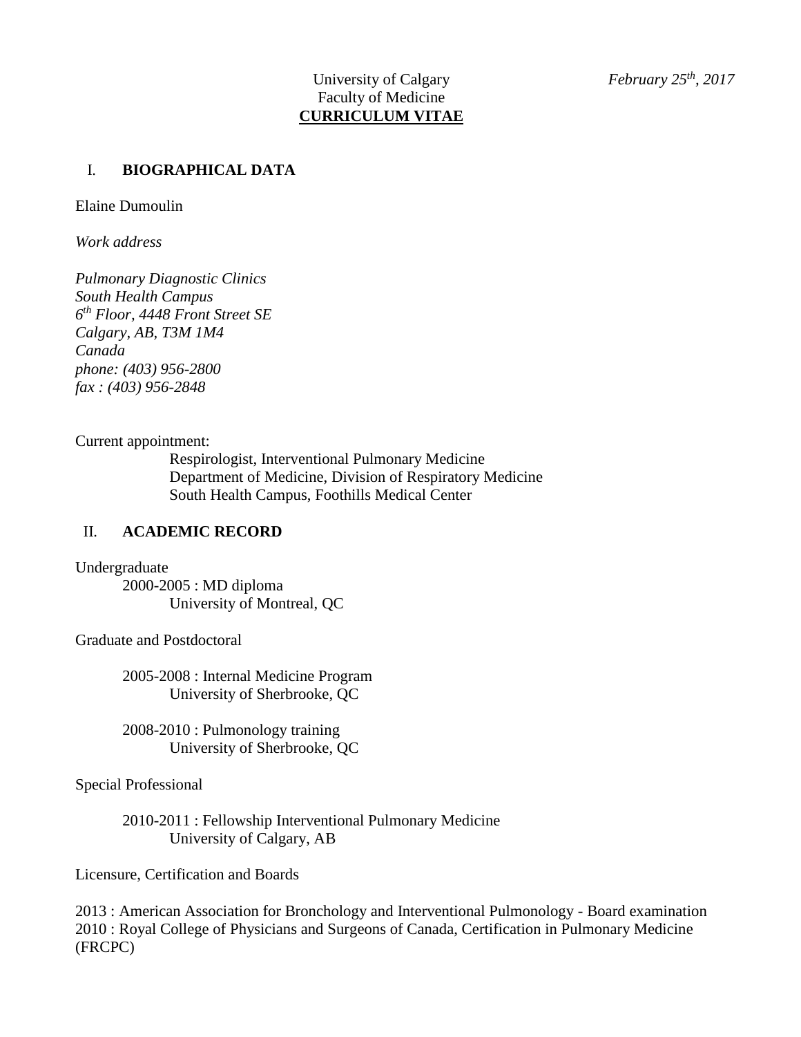University of Calgary
Faculty of Medicine
**CURRICULUM VITAE**

*February 25th, 2017*

## I. BIOGRAPHICAL DATA

Elaine Dumoulin

*Work address*

*Pulmonary Diagnostic Clinics*
*South Health Campus*
*6th Floor, 4448 Front Street SE*
*Calgary, AB, T3M 1M4*
*Canada*
*phone: (403) 956-2800*
*fax : (403) 956-2848*

Current appointment:

Respirologist, Interventional Pulmonary Medicine
Department of Medicine, Division of Respiratory Medicine
South Health Campus, Foothills Medical Center

## II. ACADEMIC RECORD

Undergraduate

2000-2005 : MD diploma
University of Montreal, QC

Graduate and Postdoctoral

2005-2008 : Internal Medicine Program
University of Sherbrooke, QC

2008-2010 : Pulmonology training
University of Sherbrooke, QC

Special Professional

2010-2011 : Fellowship Interventional Pulmonary Medicine
University of Calgary, AB

Licensure, Certification and Boards

2013 : American Association for Bronchology and Interventional Pulmonology - Board examination
2010 : Royal College of Physicians and Surgeons of Canada, Certification in Pulmonary Medicine (FRCPC)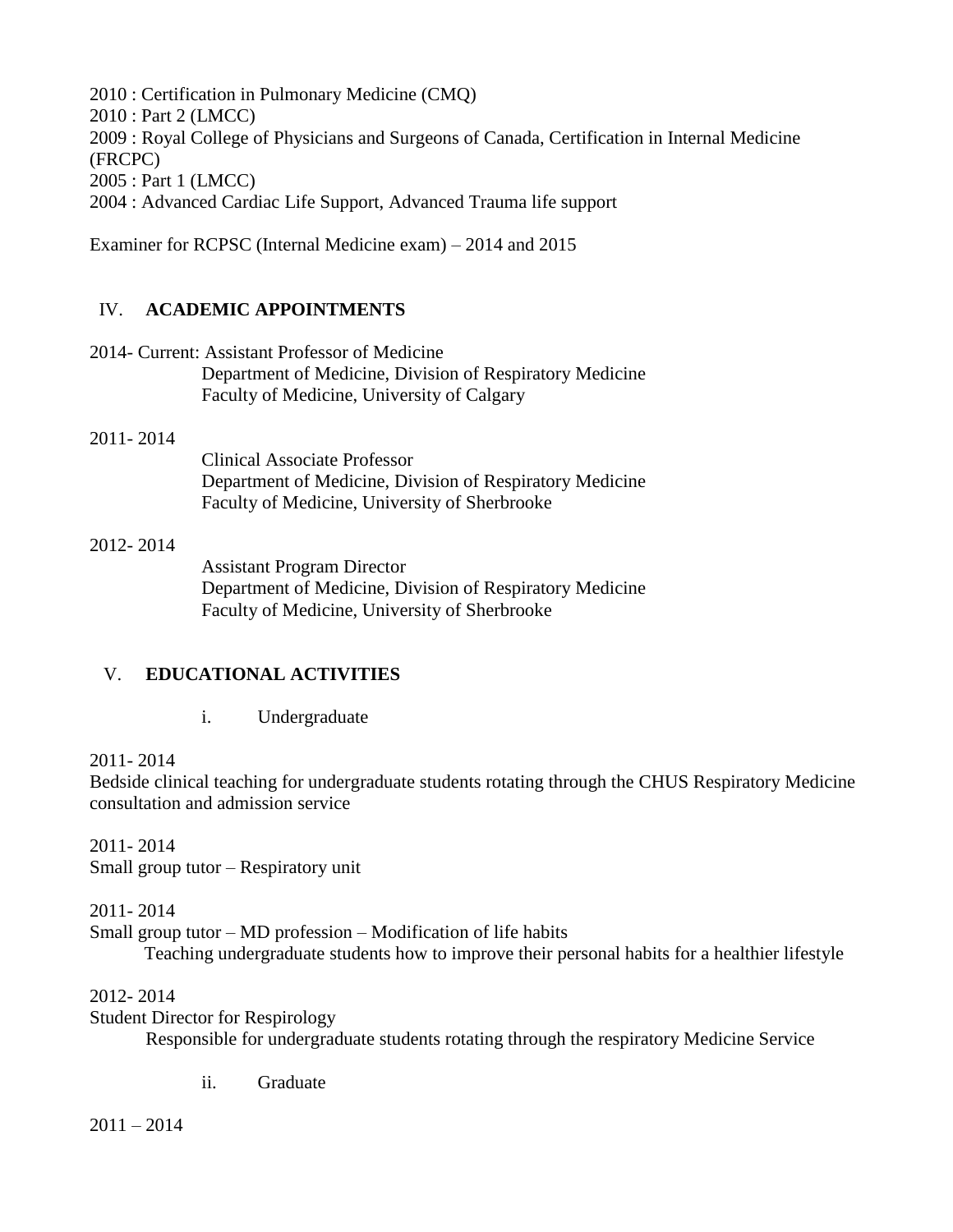2010 : Certification in Pulmonary Medicine (CMQ)
2010 : Part 2 (LMCC)
2009 : Royal College of Physicians and Surgeons of Canada, Certification in Internal Medicine (FRCPC)
2005 : Part 1 (LMCC)
2004 : Advanced Cardiac Life Support, Advanced Trauma life support

Examiner for RCPSC (Internal Medicine exam) – 2014 and 2015

## IV. ACADEMIC APPOINTMENTS

2014- Current: Assistant Professor of Medicine
Department of Medicine, Division of Respiratory Medicine
Faculty of Medicine, University of Calgary

2011- 2014
Clinical Associate Professor
Department of Medicine, Division of Respiratory Medicine
Faculty of Medicine, University of Sherbrooke

2012- 2014
Assistant Program Director
Department of Medicine, Division of Respiratory Medicine
Faculty of Medicine, University of Sherbrooke

## V. EDUCATIONAL ACTIVITIES

### i. Undergraduate

2011- 2014
Bedside clinical teaching for undergraduate students rotating through the CHUS Respiratory Medicine consultation and admission service

2011- 2014
Small group tutor – Respiratory unit

2011- 2014
Small group tutor – MD profession – Modification of life habits
Teaching undergraduate students how to improve their personal habits for a healthier lifestyle

2012- 2014
Student Director for Respirology
Responsible for undergraduate students rotating through the respiratory Medicine Service

### ii. Graduate

2011 – 2014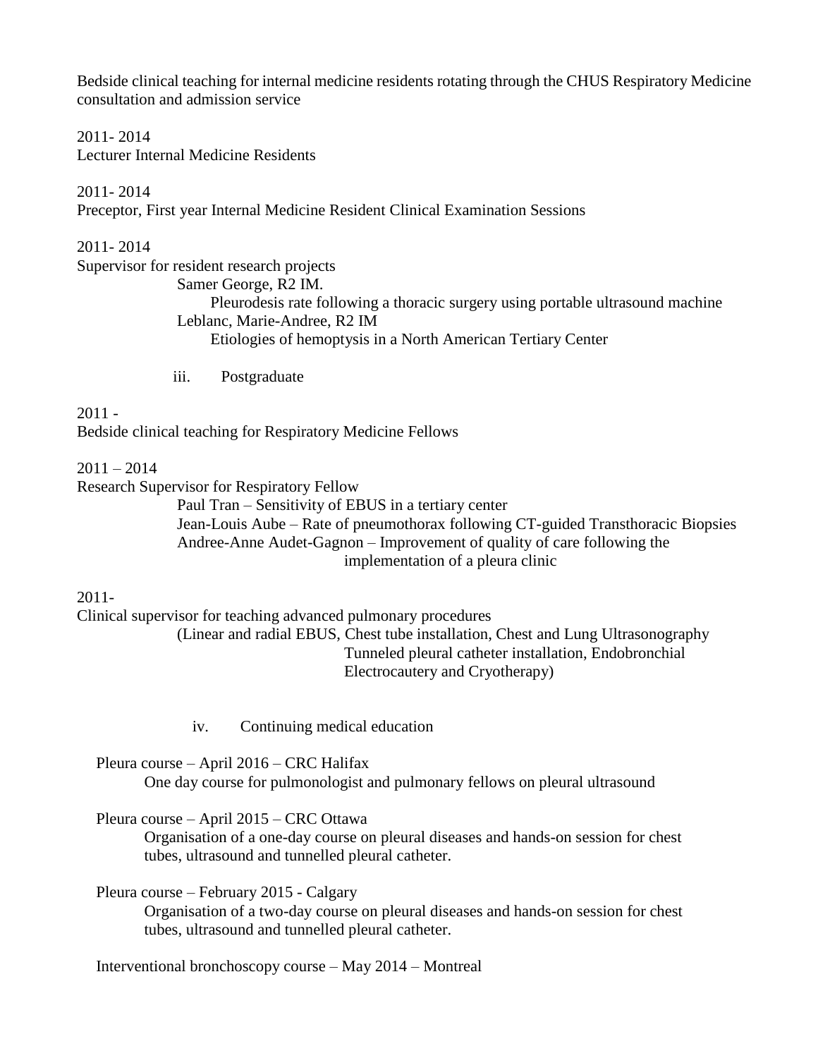Bedside clinical teaching for internal medicine residents rotating through the CHUS Respiratory Medicine consultation and admission service

2011- 2014
Lecturer Internal Medicine Residents

2011- 2014
Preceptor, First year Internal Medicine Resident Clinical Examination Sessions

2011- 2014
Supervisor for resident research projects

- Samer George, R2 IM.
  - Pleurodesis rate following a thoracic surgery using portable ultrasound machine
- Leblanc, Marie-Andree, R2 IM
  - Etiologies of hemoptysis in a North American Tertiary Center

iii. Postgraduate

2011 -
Bedside clinical teaching for Respiratory Medicine Fellows

2011 – 2014
Research Supervisor for Respiratory Fellow

- Paul Tran – Sensitivity of EBUS in a tertiary center
- Jean-Louis Aube – Rate of pneumothorax following CT-guided Transthoracic Biopsies
- Andree-Anne Audet-Gagnon – Improvement of quality of care following the implementation of a pleura clinic

2011-
Clinical supervisor for teaching advanced pulmonary procedures
(Linear and radial EBUS, Chest tube installation, Chest and Lung Ultrasonography Tunneled pleural catheter installation, Endobronchial Electrocautery and Cryotherapy)

iv. Continuing medical education

Pleura course – April 2016 – CRC Halifax
One day course for pulmonologist and pulmonary fellows on pleural ultrasound

Pleura course – April 2015 – CRC Ottawa
Organisation of a one-day course on pleural diseases and hands-on session for chest tubes, ultrasound and tunnelled pleural catheter.

Pleura course – February 2015 - Calgary
Organisation of a two-day course on pleural diseases and hands-on session for chest tubes, ultrasound and tunnelled pleural catheter.

Interventional bronchoscopy course – May 2014 – Montreal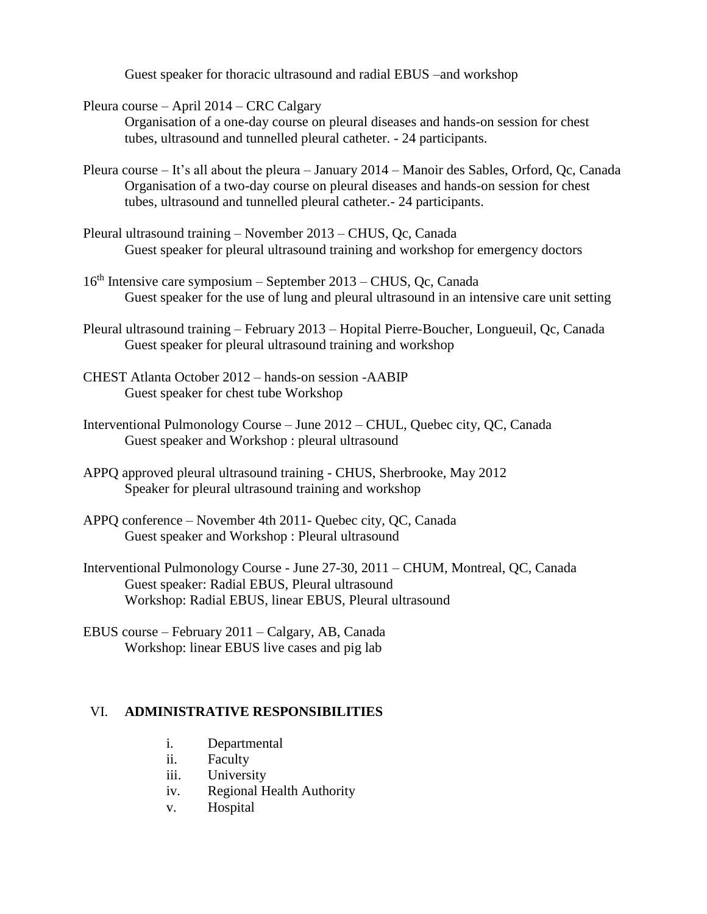Guest speaker for thoracic ultrasound and radial EBUS –and workshop

Pleura course – April 2014 – CRC Calgary
Organisation of a one-day course on pleural diseases and hands-on session for chest tubes, ultrasound and tunnelled pleural catheter. - 24 participants.

Pleura course – It's all about the pleura – January 2014 – Manoir des Sables, Orford, Qc, Canada
Organisation of a two-day course on pleural diseases and hands-on session for chest tubes, ultrasound and tunnelled pleural catheter.- 24 participants.

Pleural ultrasound training – November 2013 – CHUS, Qc, Canada
Guest speaker for pleural ultrasound training and workshop for emergency doctors

16th Intensive care symposium – September 2013 – CHUS, Qc, Canada
Guest speaker for the use of lung and pleural ultrasound in an intensive care unit setting

Pleural ultrasound training – February 2013 – Hopital Pierre-Boucher, Longueuil, Qc, Canada
Guest speaker for pleural ultrasound training and workshop

CHEST Atlanta October 2012 – hands-on session -AABIP
Guest speaker for chest tube Workshop

Interventional Pulmonology Course – June 2012 – CHUL, Quebec city, QC, Canada
Guest speaker and Workshop : pleural ultrasound

APPQ approved pleural ultrasound training - CHUS, Sherbrooke, May 2012
Speaker for pleural ultrasound training and workshop

APPQ conference – November 4th 2011- Quebec city, QC, Canada
Guest speaker and Workshop : Pleural ultrasound

Interventional Pulmonology Course - June 27-30, 2011 – CHUM, Montreal, QC, Canada
Guest speaker: Radial EBUS, Pleural ultrasound
Workshop: Radial EBUS, linear EBUS, Pleural ultrasound

EBUS course – February 2011 – Calgary, AB, Canada
Workshop: linear EBUS live cases and pig lab

## VI. ADMINISTRATIVE RESPONSIBILITIES

i. Departmental
ii. Faculty
iii. University
iv. Regional Health Authority
v. Hospital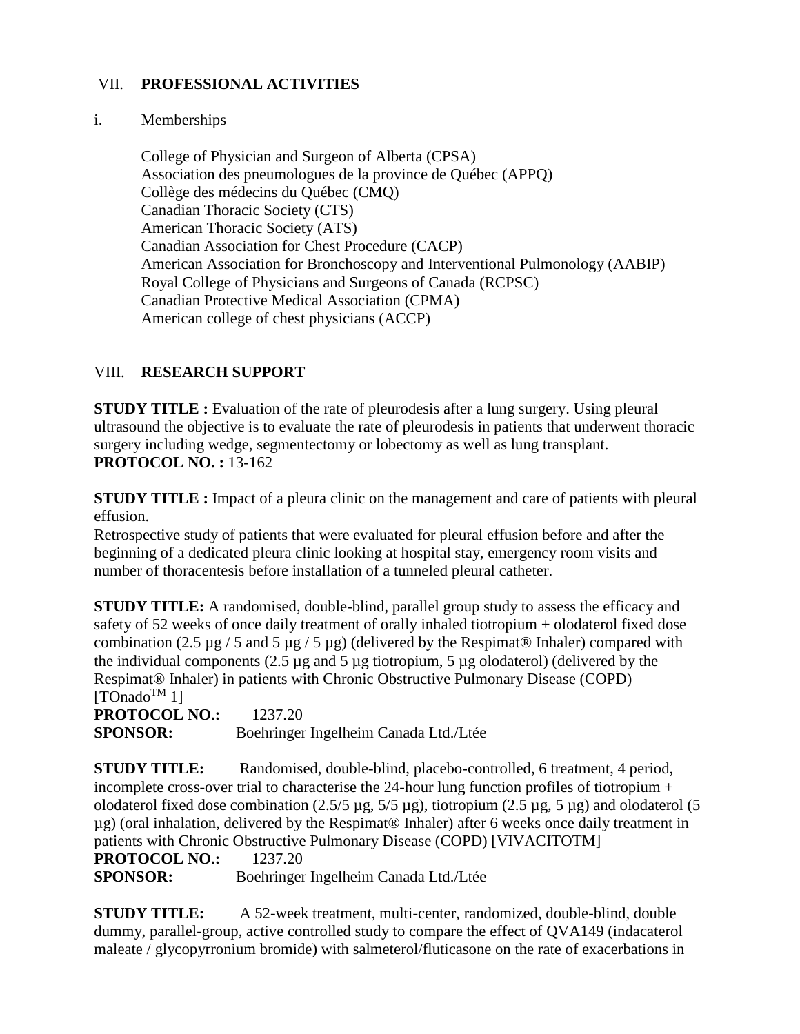## VII. PROFESSIONAL ACTIVITIES

i. Memberships

College of Physician and Surgeon of Alberta (CPSA)
Association des pneumologues de la province de Québec (APPQ)
Collège des médecins du Québec (CMQ)
Canadian Thoracic Society (CTS)
American Thoracic Society (ATS)
Canadian Association for Chest Procedure (CACP)
American Association for Bronchoscopy and Interventional Pulmonology (AABIP)
Royal College of Physicians and Surgeons of Canada (RCPSC)
Canadian Protective Medical Association (CPMA)
American college of chest physicians (ACCP)

## VIII. RESEARCH SUPPORT

**STUDY TITLE :** Evaluation of the rate of pleurodesis after a lung surgery. Using pleural ultrasound the objective is to evaluate the rate of pleurodesis in patients that underwent thoracic surgery including wedge, segmentectomy or lobectomy as well as lung transplant.
**PROTOCOL NO. :** 13-162

**STUDY TITLE :** Impact of a pleura clinic on the management and care of patients with pleural effusion.
Retrospective study of patients that were evaluated for pleural effusion before and after the beginning of a dedicated pleura clinic looking at hospital stay, emergency room visits and number of thoracentesis before installation of a tunneled pleural catheter.

**STUDY TITLE:** A randomised, double-blind, parallel group study to assess the efficacy and safety of 52 weeks of once daily treatment of orally inhaled tiotropium + olodaterol fixed dose combination (2.5 µg / 5 and 5 µg / 5 µg) (delivered by the Respimat® Inhaler) compared with the individual components (2.5 µg and 5 µg tiotropium, 5 µg olodaterol) (delivered by the Respimat® Inhaler) in patients with Chronic Obstructive Pulmonary Disease (COPD) [TOnado™ 1]
**PROTOCOL NO.:** 1237.20
**SPONSOR:** Boehringer Ingelheim Canada Ltd./Ltée

**STUDY TITLE:** Randomised, double-blind, placebo-controlled, 6 treatment, 4 period, incomplete cross-over trial to characterise the 24-hour lung function profiles of tiotropium + olodaterol fixed dose combination (2.5/5 µg, 5/5 µg), tiotropium (2.5 µg, 5 µg) and olodaterol (5 µg) (oral inhalation, delivered by the Respimat® Inhaler) after 6 weeks once daily treatment in patients with Chronic Obstructive Pulmonary Disease (COPD) [VIVACITOTM]
**PROTOCOL NO.:** 1237.20
**SPONSOR:** Boehringer Ingelheim Canada Ltd./Ltée

**STUDY TITLE:** A 52-week treatment, multi-center, randomized, double-blind, double dummy, parallel-group, active controlled study to compare the effect of QVA149 (indacaterol maleate / glycopyrronium bromide) with salmeterol/fluticasone on the rate of exacerbations in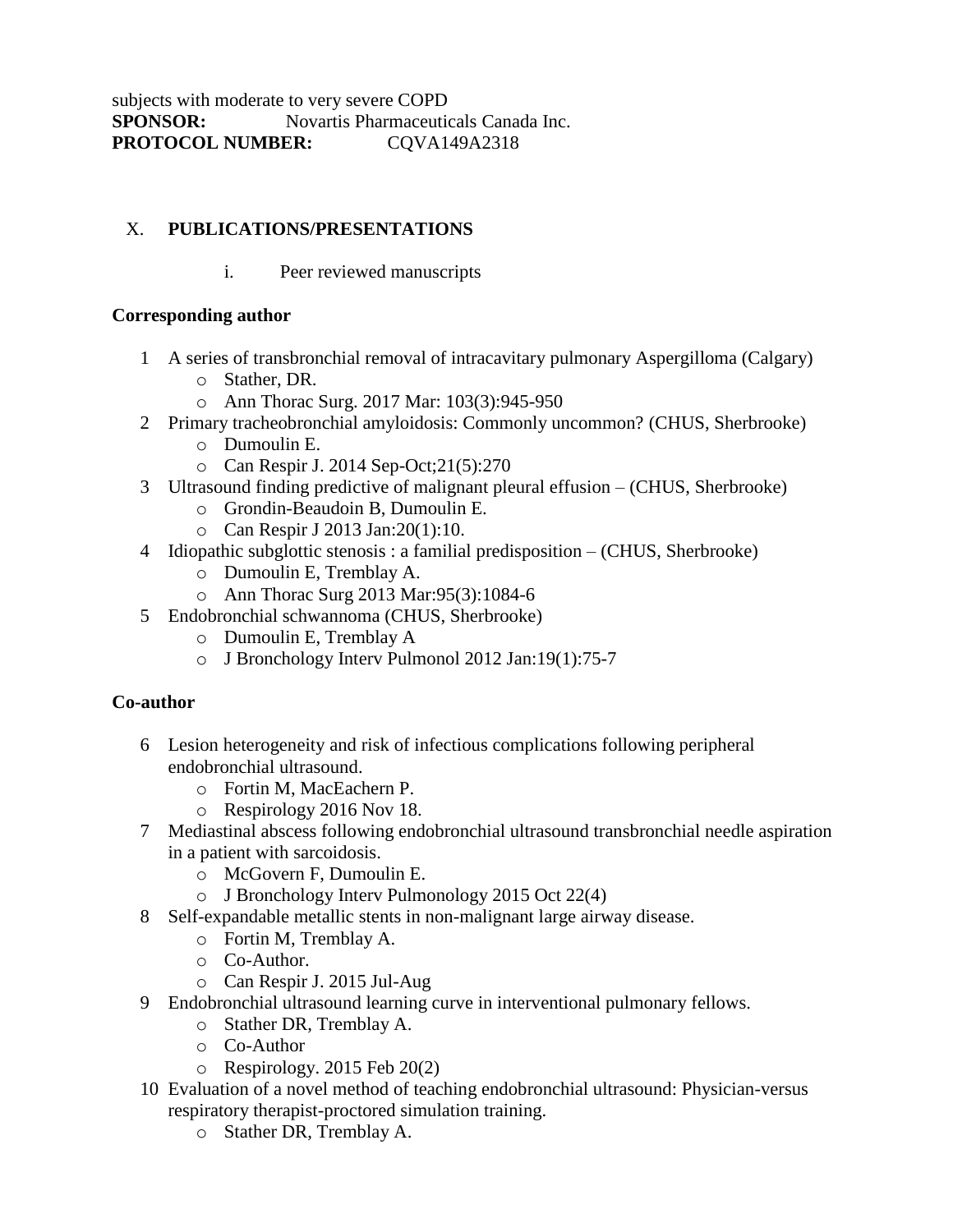subjects with moderate to very severe COPD
**SPONSOR:** Novartis Pharmaceuticals Canada Inc.
**PROTOCOL NUMBER:** CQVA149A2318

## X. PUBLICATIONS/PRESENTATIONS

i. Peer reviewed manuscripts

**Corresponding author**

1 A series of transbronchial removal of intracavitary pulmonary Aspergilloma (Calgary)
   - Stather, DR.
   - Ann Thorac Surg. 2017 Mar: 103(3):945-950
2 Primary tracheobronchial amyloidosis: Commonly uncommon? (CHUS, Sherbrooke)
   - Dumoulin E.
   - Can Respir J. 2014 Sep-Oct;21(5):270
3 Ultrasound finding predictive of malignant pleural effusion – (CHUS, Sherbrooke)
   - Grondin-Beaudoin B, Dumoulin E.
   - Can Respir J 2013 Jan:20(1):10.
4 Idiopathic subglottic stenosis : a familial predisposition – (CHUS, Sherbrooke)
   - Dumoulin E, Tremblay A.
   - Ann Thorac Surg 2013 Mar:95(3):1084-6
5 Endobronchial schwannoma (CHUS, Sherbrooke)
   - Dumoulin E, Tremblay A
   - J Bronchology Interv Pulmonol 2012 Jan:19(1):75-7

**Co-author**

6 Lesion heterogeneity and risk of infectious complications following peripheral endobronchial ultrasound.
   - Fortin M, MacEachern P.
   - Respirology 2016 Nov 18.
7 Mediastinal abscess following endobronchial ultrasound transbronchial needle aspiration in a patient with sarcoidosis.
   - McGovern F, Dumoulin E.
   - J Bronchology Interv Pulmonology 2015 Oct 22(4)
8 Self-expandable metallic stents in non-malignant large airway disease.
   - Fortin M, Tremblay A.
   - Co-Author.
   - Can Respir J. 2015 Jul-Aug
9 Endobronchial ultrasound learning curve in interventional pulmonary fellows.
   - Stather DR, Tremblay A.
   - Co-Author
   - Respirology. 2015 Feb 20(2)
10 Evaluation of a novel method of teaching endobronchial ultrasound: Physician-versus respiratory therapist-proctored simulation training.
   - Stather DR, Tremblay A.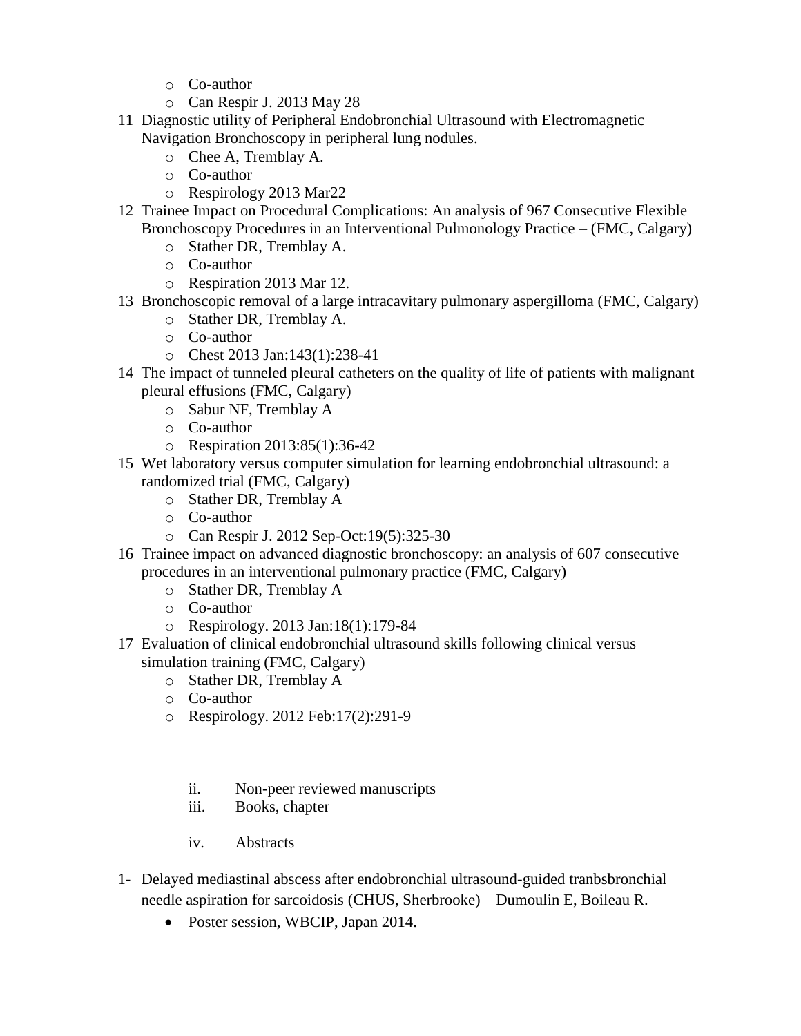- Co-author
- Can Respir J. 2013 May 28

11 Diagnostic utility of Peripheral Endobronchial Ultrasound with Electromagnetic Navigation Bronchoscopy in peripheral lung nodules.
   - Chee A, Tremblay A.
   - Co-author
   - Respirology 2013 Mar22

12 Trainee Impact on Procedural Complications: An analysis of 967 Consecutive Flexible Bronchoscopy Procedures in an Interventional Pulmonology Practice – (FMC, Calgary)
   - Stather DR, Tremblay A.
   - Co-author
   - Respiration 2013 Mar 12.

13 Bronchoscopic removal of a large intracavitary pulmonary aspergilloma (FMC, Calgary)
   - Stather DR, Tremblay A.
   - Co-author
   - Chest 2013 Jan:143(1):238-41

14 The impact of tunneled pleural catheters on the quality of life of patients with malignant pleural effusions (FMC, Calgary)
   - Sabur NF, Tremblay A
   - Co-author
   - Respiration 2013:85(1):36-42

15 Wet laboratory versus computer simulation for learning endobronchial ultrasound: a randomized trial (FMC, Calgary)
   - Stather DR, Tremblay A
   - Co-author
   - Can Respir J. 2012 Sep-Oct:19(5):325-30

16 Trainee impact on advanced diagnostic bronchoscopy: an analysis of 607 consecutive procedures in an interventional pulmonary practice (FMC, Calgary)
   - Stather DR, Tremblay A
   - Co-author
   - Respirology. 2013 Jan:18(1):179-84

17 Evaluation of clinical endobronchial ultrasound skills following clinical versus simulation training (FMC, Calgary)
   - Stather DR, Tremblay A
   - Co-author
   - Respirology. 2012 Feb:17(2):291-9

ii. Non-peer reviewed manuscripts

iii. Books, chapter

iv. Abstracts

1- Delayed mediastinal abscess after endobronchial ultrasound-guided tranbsbronchial needle aspiration for sarcoidosis (CHUS, Sherbrooke) – Dumoulin E, Boileau R.
   - Poster session, WBCIP, Japan 2014.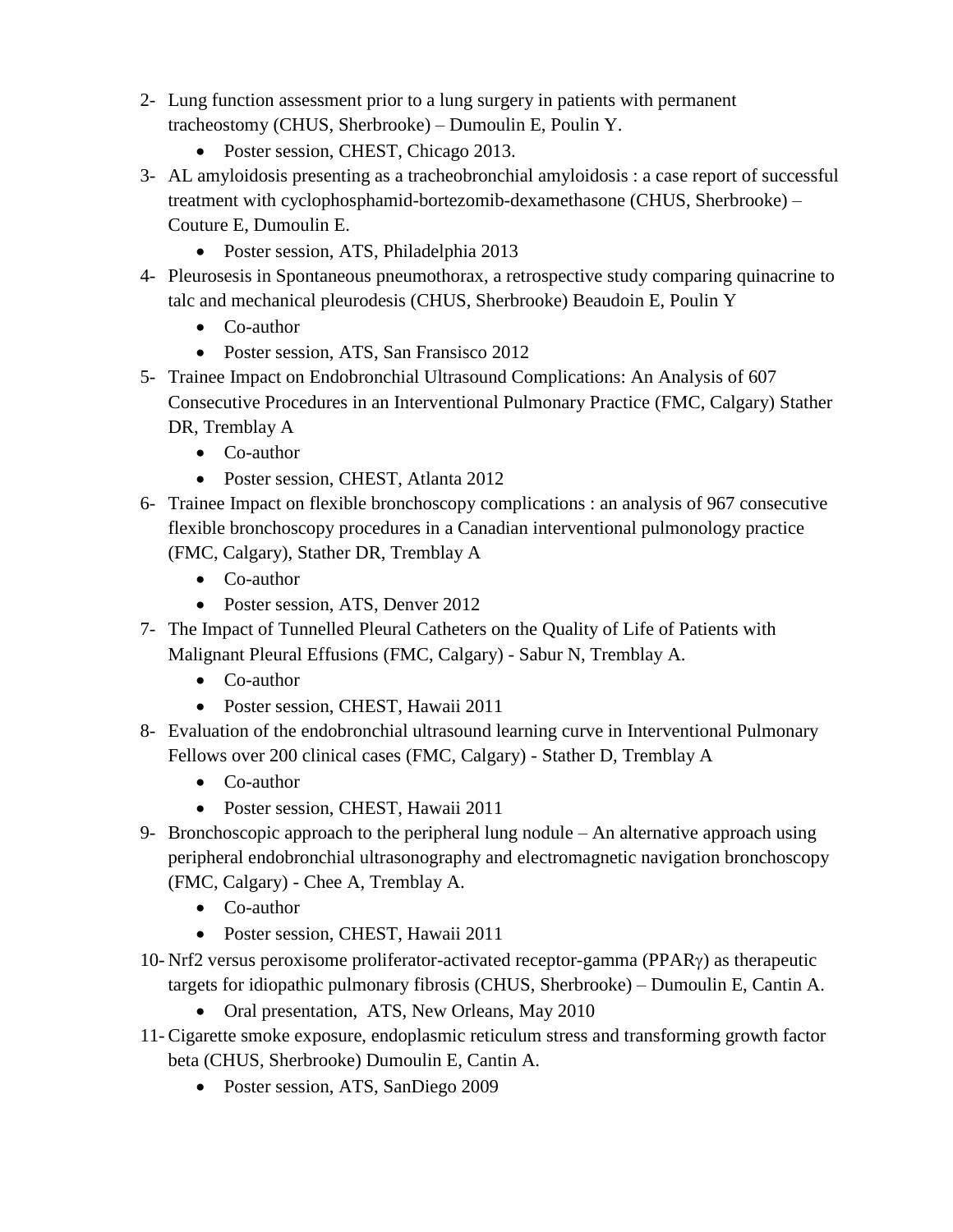2- Lung function assessment prior to a lung surgery in patients with permanent tracheostomy (CHUS, Sherbrooke) – Dumoulin E, Poulin Y.
    - Poster session, CHEST, Chicago 2013.
3- AL amyloidosis presenting as a tracheobronchial amyloidosis : a case report of successful treatment with cyclophosphamid-bortezomib-dexamethasone (CHUS, Sherbrooke) – Couture E, Dumoulin E.
    - Poster session, ATS, Philadelphia 2013
4- Pleurosesis in Spontaneous pneumothorax, a retrospective study comparing quinacrine to talc and mechanical pleurodesis (CHUS, Sherbrooke) Beaudoin E, Poulin Y
    - Co-author
    - Poster session, ATS, San Fransisco 2012
5- Trainee Impact on Endobronchial Ultrasound Complications: An Analysis of 607 Consecutive Procedures in an Interventional Pulmonary Practice (FMC, Calgary) Stather DR, Tremblay A
    - Co-author
    - Poster session, CHEST, Atlanta 2012
6- Trainee Impact on flexible bronchoscopy complications : an analysis of 967 consecutive flexible bronchoscopy procedures in a Canadian interventional pulmonology practice (FMC, Calgary), Stather DR, Tremblay A
    - Co-author
    - Poster session, ATS, Denver 2012
7- The Impact of Tunnelled Pleural Catheters on the Quality of Life of Patients with Malignant Pleural Effusions (FMC, Calgary) - Sabur N, Tremblay A.
    - Co-author
    - Poster session, CHEST, Hawaii 2011
8- Evaluation of the endobronchial ultrasound learning curve in Interventional Pulmonary Fellows over 200 clinical cases (FMC, Calgary) - Stather D, Tremblay A
    - Co-author
    - Poster session, CHEST, Hawaii 2011
9- Bronchoscopic approach to the peripheral lung nodule – An alternative approach using peripheral endobronchial ultrasonography and electromagnetic navigation bronchoscopy (FMC, Calgary) - Chee A, Tremblay A.
    - Co-author
    - Poster session, CHEST, Hawaii 2011
10- Nrf2 versus peroxisome proliferator-activated receptor-gamma (PPAR$\gamma$) as therapeutic targets for idiopathic pulmonary fibrosis (CHUS, Sherbrooke) – Dumoulin E, Cantin A.
    - Oral presentation, ATS, New Orleans, May 2010
11- Cigarette smoke exposure, endoplasmic reticulum stress and transforming growth factor beta (CHUS, Sherbrooke) Dumoulin E, Cantin A.
    - Poster session, ATS, SanDiego 2009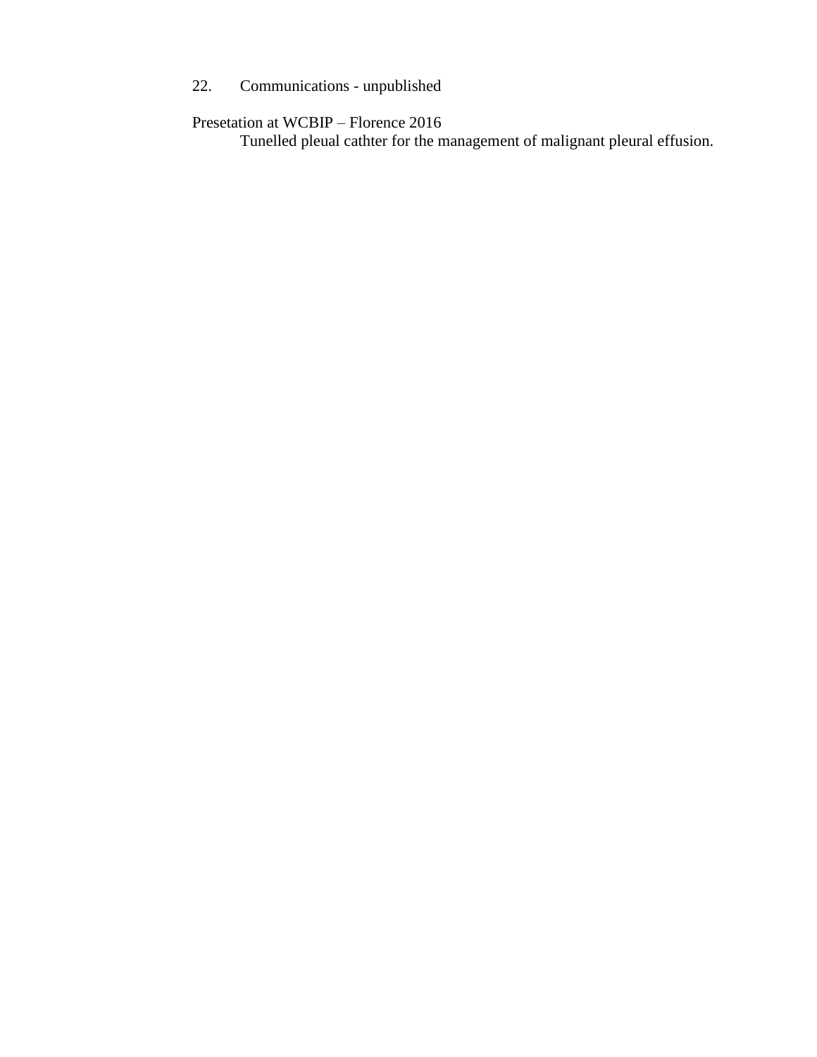22. Communications - unpublished

Presetation at WCBIP – Florence 2016

Tunelled pleual cathter for the management of malignant pleural effusion.